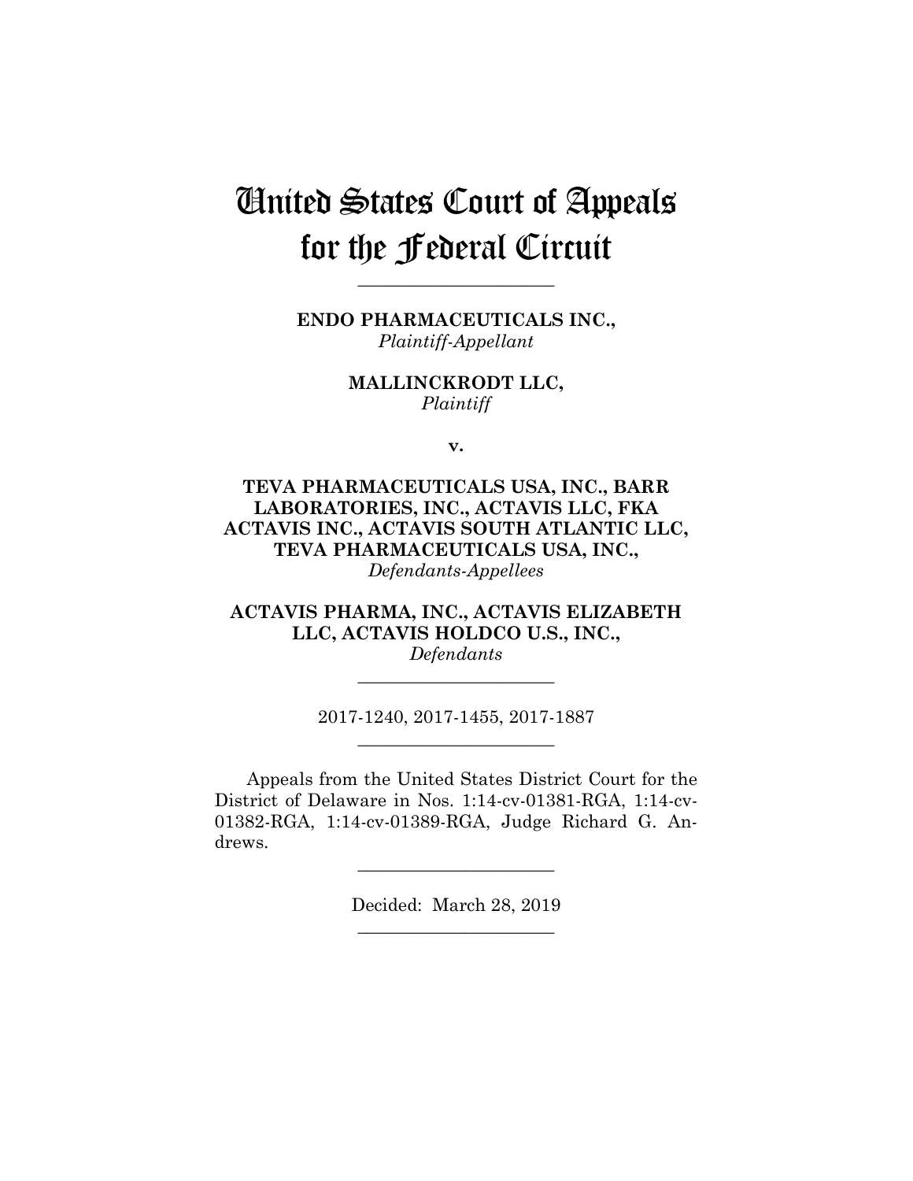# United States Court of Appeals for the Federal Circuit

---

**ENDO PHARMACEUTICALS INC.,**
*Plaintiff-Appellant*

**MALLINCKRODT LLC,**
*Plaintiff*

**v.**

**TEVA PHARMACEUTICALS USA, INC., BARR LABORATORIES, INC., ACTAVIS LLC, FKA ACTAVIS INC., ACTAVIS SOUTH ATLANTIC LLC, TEVA PHARMACEUTICALS USA, INC.,**
*Defendants-Appellees*

**ACTAVIS PHARMA, INC., ACTAVIS ELIZABETH LLC, ACTAVIS HOLDCO U.S., INC.,**
*Defendants*

---

2017-1240, 2017-1455, 2017-1887

---

Appeals from the United States District Court for the District of Delaware in Nos. 1:14-cv-01381-RGA, 1:14-cv-01382-RGA, 1:14-cv-01389-RGA, Judge Richard G. Andrews.

---

Decided: March 28, 2019

---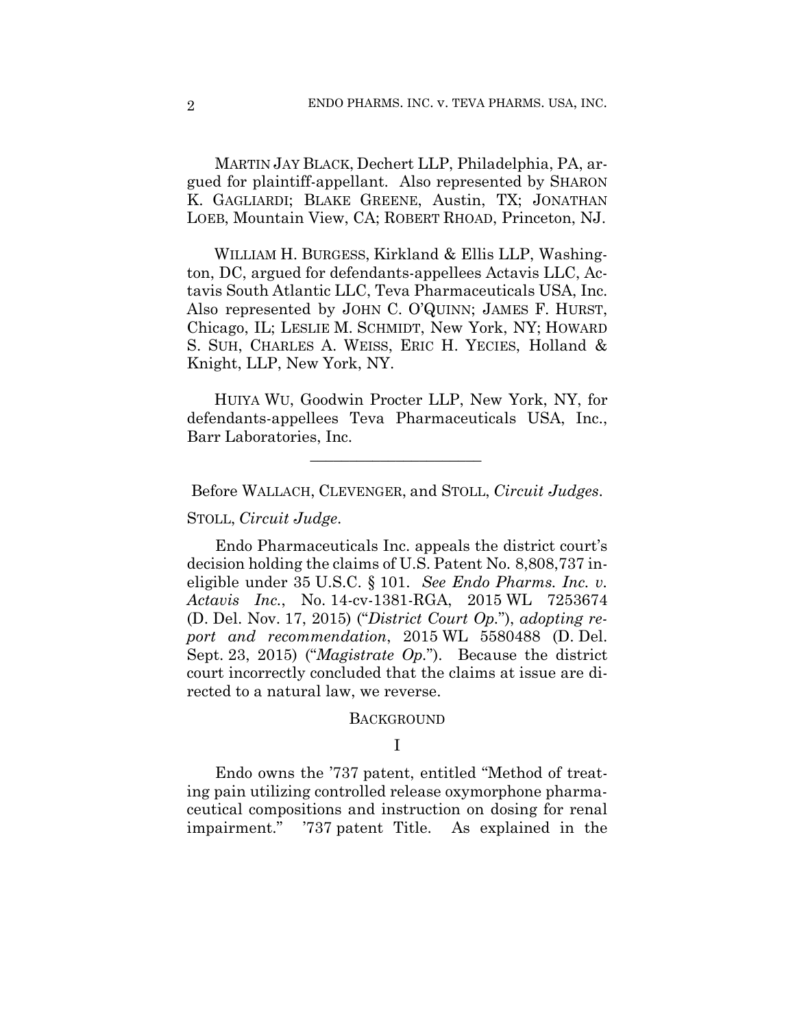MARTIN JAY BLACK, Dechert LLP, Philadelphia, PA, argued for plaintiff-appellant. Also represented by SHARON K. GAGLIARDI; BLAKE GREENE, Austin, TX; JONATHAN LOEB, Mountain View, CA; ROBERT RHOAD, Princeton, NJ.

WILLIAM H. BURGESS, Kirkland & Ellis LLP, Washington, DC, argued for defendants-appellees Actavis LLC, Actavis South Atlantic LLC, Teva Pharmaceuticals USA, Inc. Also represented by JOHN C. O'QUINN; JAMES F. HURST, Chicago, IL; LESLIE M. SCHMIDT, New York, NY; HOWARD S. SUH, CHARLES A. WEISS, ERIC H. YECIES, Holland & Knight, LLP, New York, NY.

HUIYA WU, Goodwin Procter LLP, New York, NY, for defendants-appellees Teva Pharmaceuticals USA, Inc., Barr Laboratories, Inc.

______________________

Before WALLACH, CLEVENGER, and STOLL, *Circuit Judges*.

STOLL, *Circuit Judge*.

Endo Pharmaceuticals Inc. appeals the district court's decision holding the claims of U.S. Patent No. 8,808,737 ineligible under 35 U.S.C. § 101. *See Endo Pharms. Inc. v. Actavis Inc.*, No. 14-cv-1381-RGA, 2015 WL 7253674 (D. Del. Nov. 17, 2015) ("*District Court Op.*"), *adopting report and recommendation*, 2015 WL 5580488 (D. Del. Sept. 23, 2015) ("*Magistrate Op.*"). Because the district court incorrectly concluded that the claims at issue are directed to a natural law, we reverse.

## BACKGROUND

### I

Endo owns the '737 patent, entitled "Method of treating pain utilizing controlled release oxymorphone pharmaceutical compositions and instruction on dosing for renal impairment." '737 patent Title. As explained in the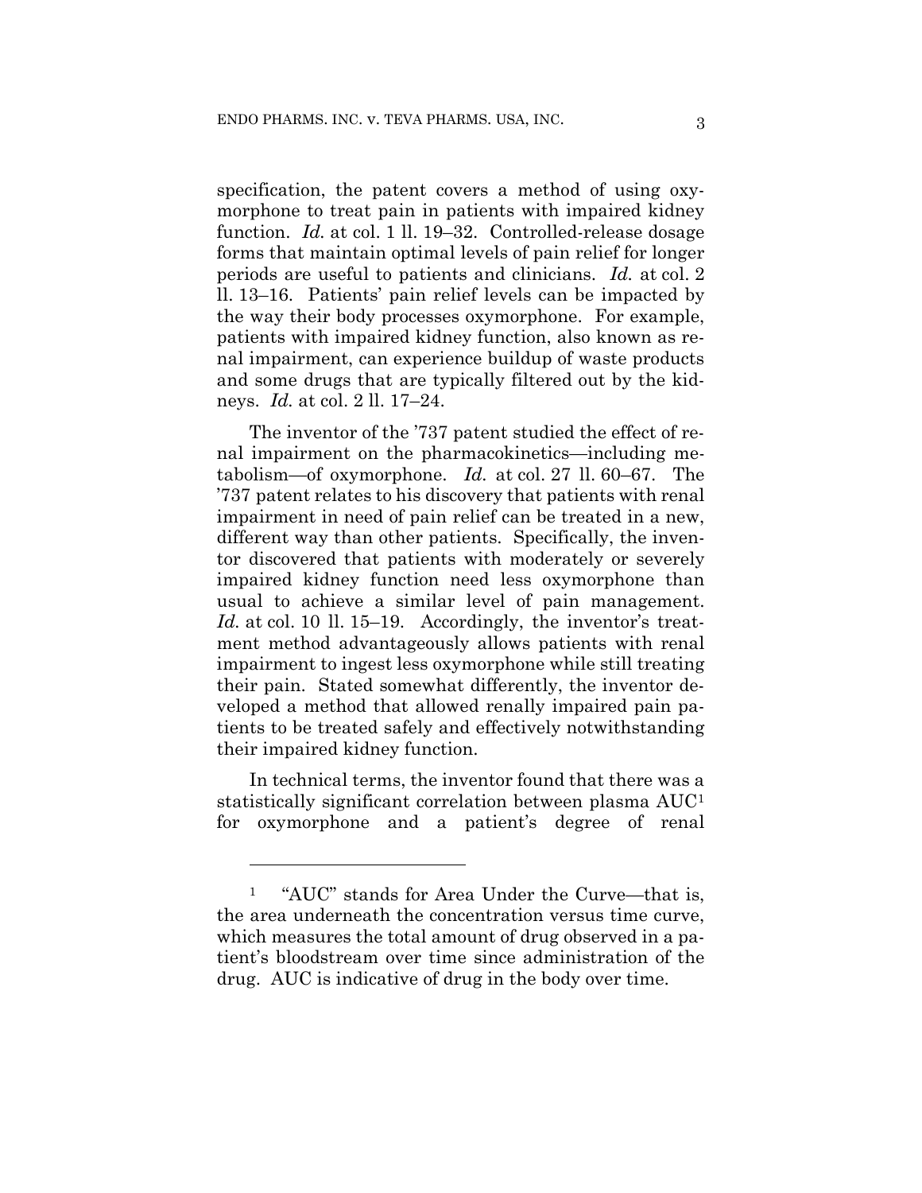specification, the patent covers a method of using oxymorphone to treat pain in patients with impaired kidney function. *Id.* at col. 1 ll. 19–32. Controlled-release dosage forms that maintain optimal levels of pain relief for longer periods are useful to patients and clinicians. *Id.* at col. 2 ll. 13–16. Patients' pain relief levels can be impacted by the way their body processes oxymorphone. For example, patients with impaired kidney function, also known as renal impairment, can experience buildup of waste products and some drugs that are typically filtered out by the kidneys. *Id.* at col. 2 ll. 17–24.

The inventor of the '737 patent studied the effect of renal impairment on the pharmacokinetics—including metabolism—of oxymorphone. *Id.* at col. 27 ll. 60–67. The '737 patent relates to his discovery that patients with renal impairment in need of pain relief can be treated in a new, different way than other patients. Specifically, the inventor discovered that patients with moderately or severely impaired kidney function need less oxymorphone than usual to achieve a similar level of pain management. *Id.* at col. 10 ll. 15–19. Accordingly, the inventor's treatment method advantageously allows patients with renal impairment to ingest less oxymorphone while still treating their pain. Stated somewhat differently, the inventor developed a method that allowed renally impaired pain patients to be treated safely and effectively notwithstanding their impaired kidney function.

In technical terms, the inventor found that there was a statistically significant correlation between plasma AUC[1] for oxymorphone and a patient's degree of renal

---

[1] "AUC" stands for Area Under the Curve—that is, the area underneath the concentration versus time curve, which measures the total amount of drug observed in a patient's bloodstream over time since administration of the drug. AUC is indicative of drug in the body over time.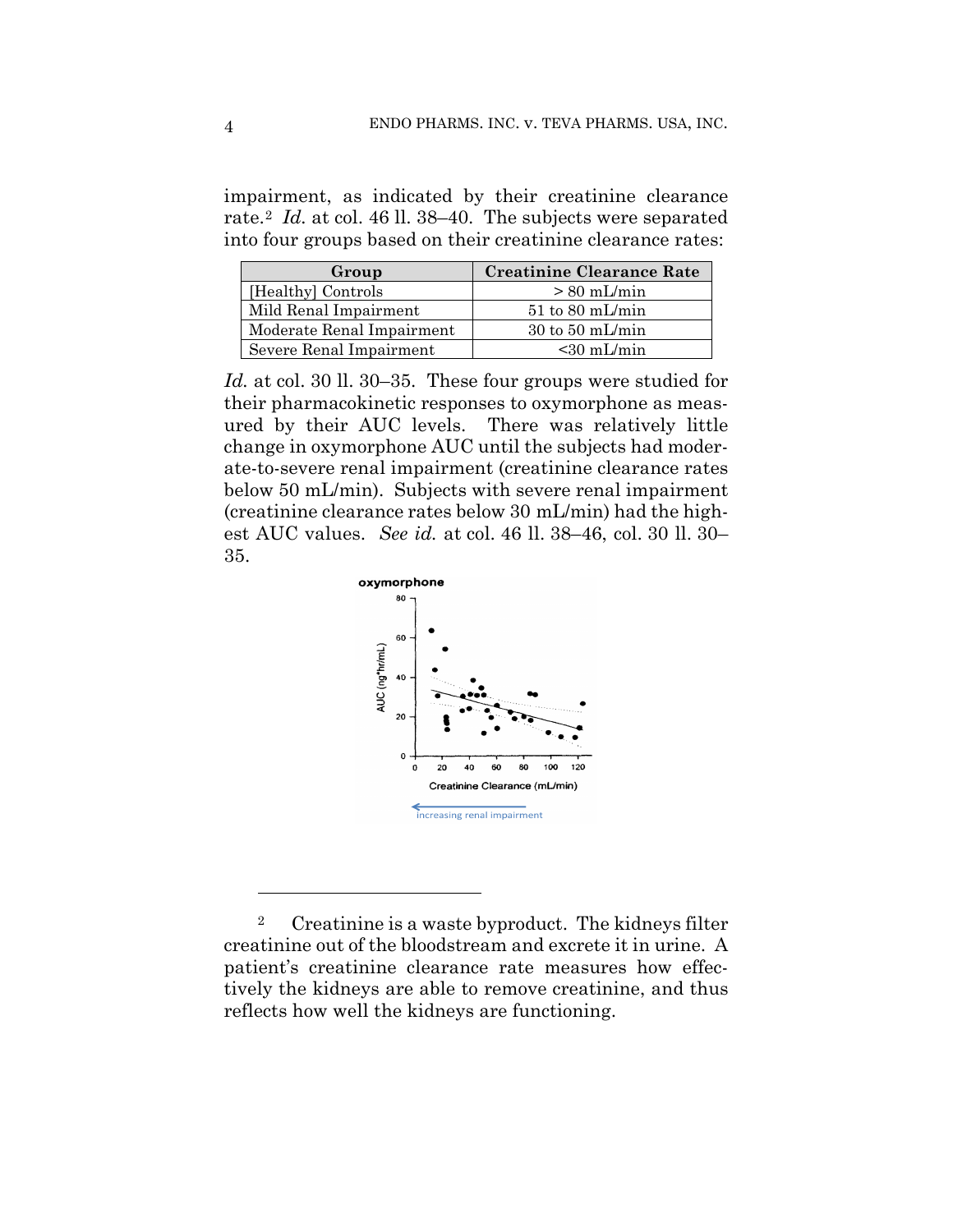impairment, as indicated by their creatinine clearance rate.[2] *Id.* at col. 46 ll. 38–40. The subjects were separated into four groups based on their creatinine clearance rates:

| Group | Creatinine Clearance Rate |
|---|---|
| [Healthy] Controls | > 80 mL/min |
| Mild Renal Impairment | 51 to 80 mL/min |
| Moderate Renal Impairment | 30 to 50 mL/min |
| Severe Renal Impairment | <30 mL/min |

*Id.* at col. 30 ll. 30–35. These four groups were studied for their pharmacokinetic responses to oxymorphone as measured by their AUC levels. There was relatively little change in oxymorphone AUC until the subjects had moderate-to-severe renal impairment (creatinine clearance rates below 50 mL/min). Subjects with severe renal impairment (creatinine clearance rates below 30 mL/min) had the highest AUC values. *See id.* at col. 46 ll. 38–46, col. 30 ll. 30–35.

[2] Creatinine is a waste byproduct. The kidneys filter creatinine out of the bloodstream and excrete it in urine. A patient's creatinine clearance rate measures how effectively the kidneys are able to remove creatinine, and thus reflects how well the kidneys are functioning.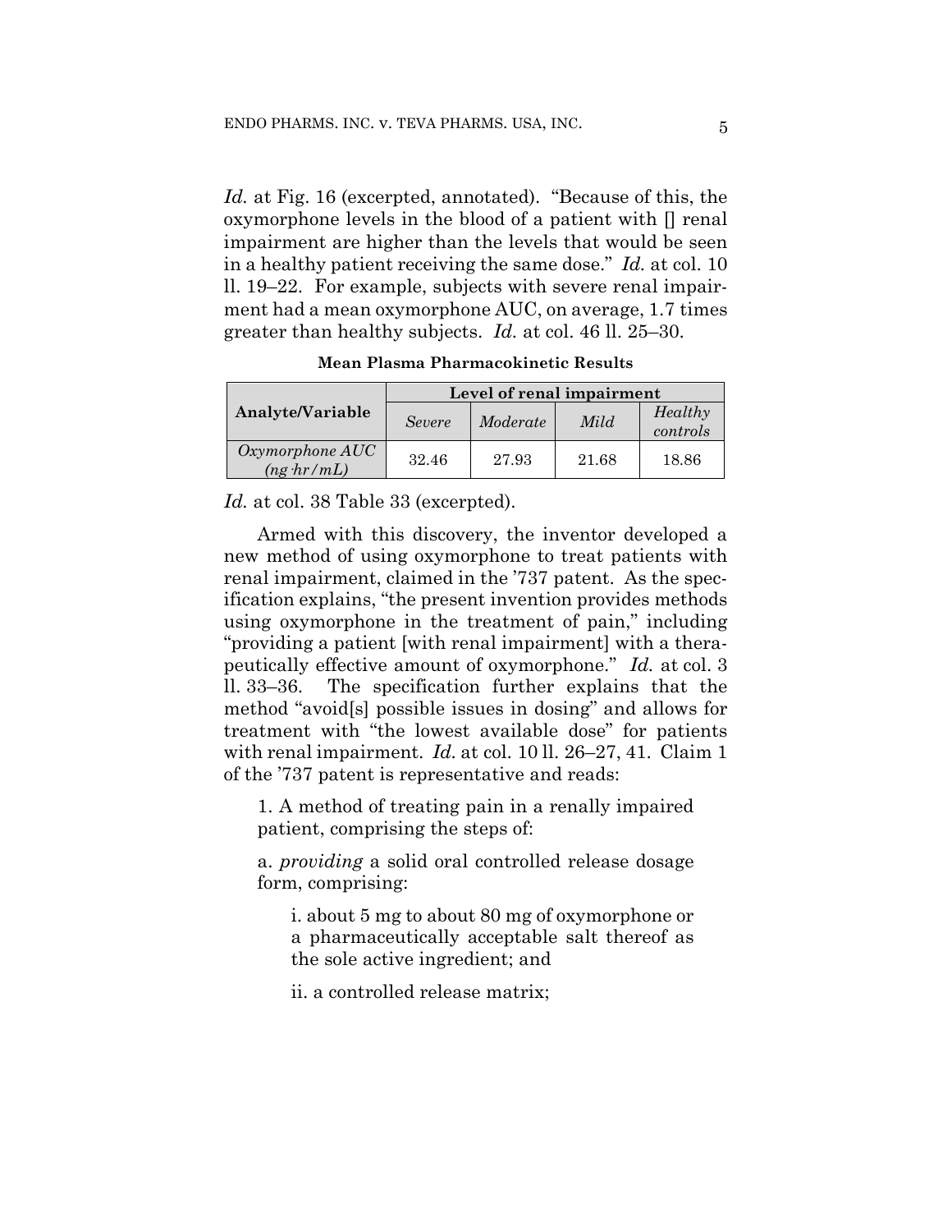*Id.* at Fig. 16 (excerpted, annotated). "Because of this, the oxymorphone levels in the blood of a patient with [] renal impairment are higher than the levels that would be seen in a healthy patient receiving the same dose." *Id.* at col. 10 ll. 19–22. For example, subjects with severe renal impairment had a mean oxymorphone AUC, on average, 1.7 times greater than healthy subjects. *Id.* at col. 46 ll. 25–30.

**Mean Plasma Pharmacokinetic Results**

| Analyte/Variable | Level of renal impairment | | | |
|---|---|---|---|---|
| | *Severe* | *Moderate* | *Mild* | *Healthy controls* |
| *Oxymorphone AUC (ng·hr/mL)* | 32.46 | 27.93 | 21.68 | 18.86 |

*Id.* at col. 38 Table 33 (excerpted).

Armed with this discovery, the inventor developed a new method of using oxymorphone to treat patients with renal impairment, claimed in the '737 patent. As the specification explains, "the present invention provides methods using oxymorphone in the treatment of pain," including "providing a patient [with renal impairment] with a therapeutically effective amount of oxymorphone." *Id.* at col. 3 ll. 33–36. The specification further explains that the method "avoid[s] possible issues in dosing" and allows for treatment with "the lowest available dose" for patients with renal impairment. *Id.* at col. 10 ll. 26–27, 41. Claim 1 of the '737 patent is representative and reads:

> 1. A method of treating pain in a renally impaired patient, comprising the steps of:
>
> a. *providing* a solid oral controlled release dosage form, comprising:
>
> > i. about 5 mg to about 80 mg of oxymorphone or a pharmaceutically acceptable salt thereof as the sole active ingredient; and
> >
> > ii. a controlled release matrix;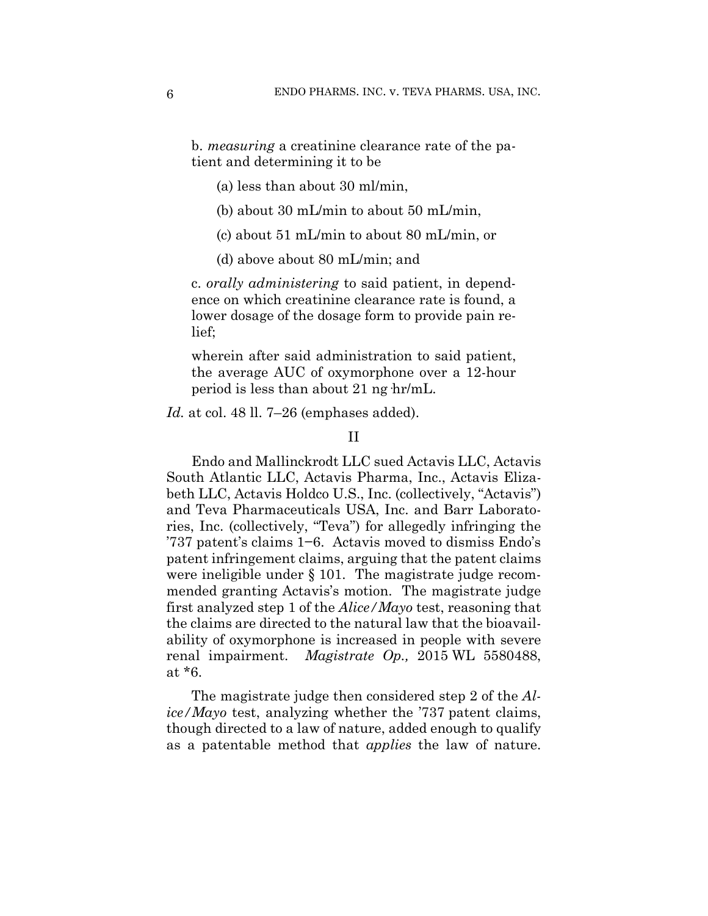b. *measuring* a creatinine clearance rate of the patient and determining it to be

(a) less than about 30 ml/min,

(b) about 30 mL/min to about 50 mL/min,

(c) about 51 mL/min to about 80 mL/min, or

(d) above about 80 mL/min; and

c. *orally administering* to said patient, in dependence on which creatinine clearance rate is found, a lower dosage of the dosage form to provide pain relief;

wherein after said administration to said patient, the average AUC of oxymorphone over a 12-hour period is less than about 21 ng·hr/mL.

*Id.* at col. 48 ll. 7–26 (emphases added).

II

Endo and Mallinckrodt LLC sued Actavis LLC, Actavis South Atlantic LLC, Actavis Pharma, Inc., Actavis Elizabeth LLC, Actavis Holdco U.S., Inc. (collectively, "Actavis") and Teva Pharmaceuticals USA, Inc. and Barr Laboratories, Inc. (collectively, "Teva") for allegedly infringing the '737 patent's claims 1−6. Actavis moved to dismiss Endo's patent infringement claims, arguing that the patent claims were ineligible under § 101. The magistrate judge recommended granting Actavis's motion. The magistrate judge first analyzed step 1 of the *Alice/Mayo* test, reasoning that the claims are directed to the natural law that the bioavailability of oxymorphone is increased in people with severe renal impairment. *Magistrate Op.,* 2015 WL 5580488, at *6.

The magistrate judge then considered step 2 of the *Alice/Mayo* test, analyzing whether the '737 patent claims, though directed to a law of nature, added enough to qualify as a patentable method that *applies* the law of nature.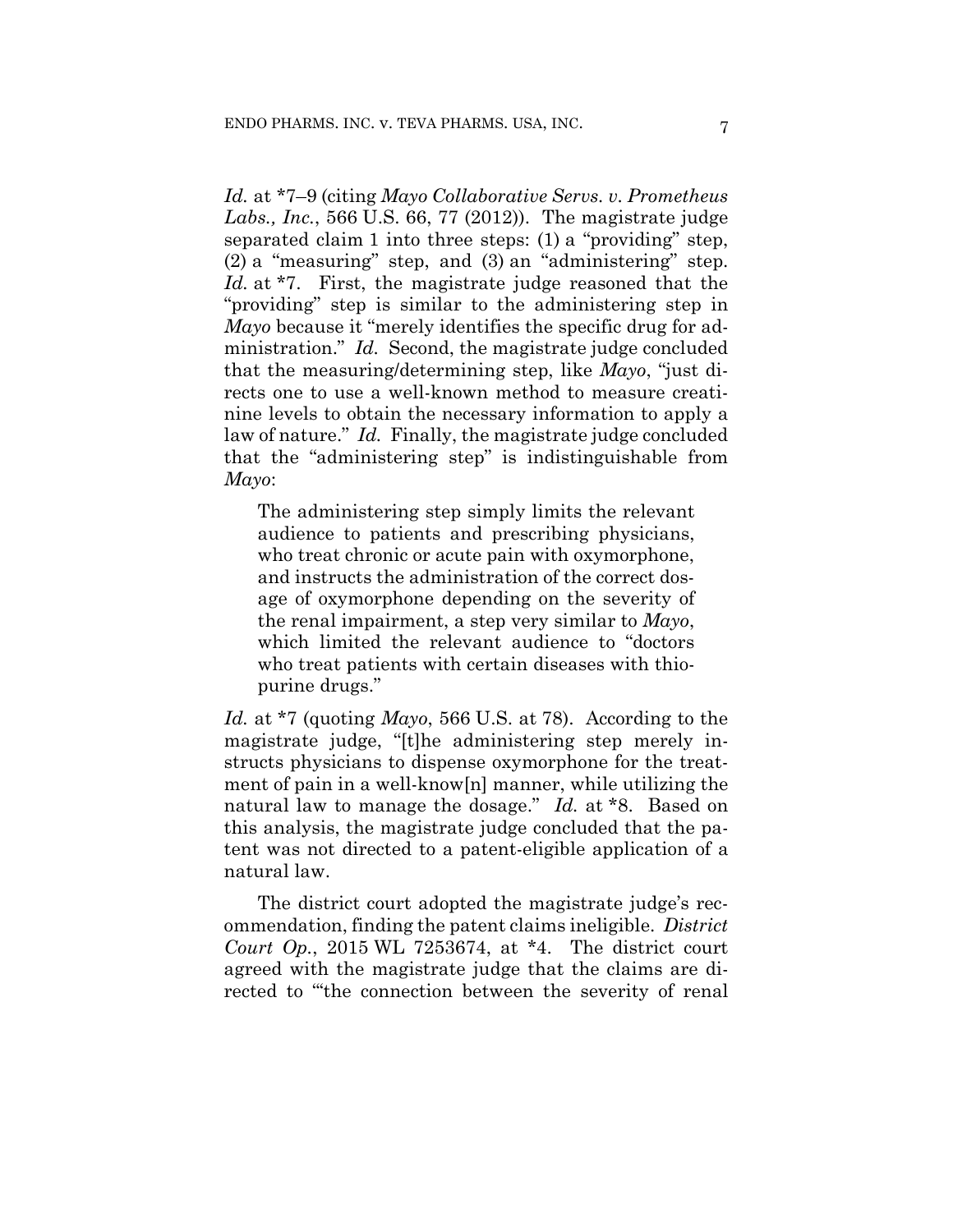*Id.* at *7–9 (citing *Mayo Collaborative Servs. v. Prometheus Labs., Inc.*, 566 U.S. 66, 77 (2012)). The magistrate judge separated claim 1 into three steps: (1) a "providing" step, (2) a "measuring" step, and (3) an "administering" step. *Id.* at *7. First, the magistrate judge reasoned that the "providing" step is similar to the administering step in *Mayo* because it "merely identifies the specific drug for administration." *Id.* Second, the magistrate judge concluded that the measuring/determining step, like *Mayo*, "just directs one to use a well-known method to measure creatinine levels to obtain the necessary information to apply a law of nature." *Id.* Finally, the magistrate judge concluded that the "administering step" is indistinguishable from *Mayo*:

> The administering step simply limits the relevant audience to patients and prescribing physicians, who treat chronic or acute pain with oxymorphone, and instructs the administration of the correct dosage of oxymorphone depending on the severity of the renal impairment, a step very similar to *Mayo*, which limited the relevant audience to "doctors who treat patients with certain diseases with thiopurine drugs."

*Id.* at *7 (quoting *Mayo*, 566 U.S. at 78). According to the magistrate judge, "[t]he administering step merely instructs physicians to dispense oxymorphone for the treatment of pain in a well-know[n] manner, while utilizing the natural law to manage the dosage." *Id.* at *8. Based on this analysis, the magistrate judge concluded that the patent was not directed to a patent-eligible application of a natural law.

The district court adopted the magistrate judge's recommendation, finding the patent claims ineligible. *District Court Op.*, 2015 WL 7253674, at *4. The district court agreed with the magistrate judge that the claims are directed to "'the connection between the severity of renal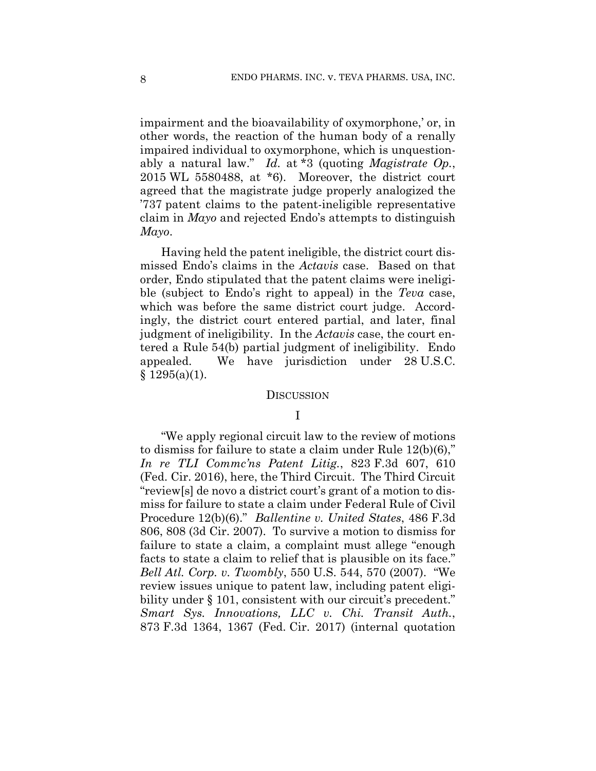impairment and the bioavailability of oxymorphone,' or, in other words, the reaction of the human body of a renally impaired individual to oxymorphone, which is unquestionably a natural law." *Id.* at *3 (quoting *Magistrate Op.*, 2015 WL 5580488, at *6). Moreover, the district court agreed that the magistrate judge properly analogized the '737 patent claims to the patent-ineligible representative claim in *Mayo* and rejected Endo's attempts to distinguish *Mayo*.

Having held the patent ineligible, the district court dismissed Endo's claims in the *Actavis* case. Based on that order, Endo stipulated that the patent claims were ineligible (subject to Endo's right to appeal) in the *Teva* case, which was before the same district court judge. Accordingly, the district court entered partial, and later, final judgment of ineligibility. In the *Actavis* case, the court entered a Rule 54(b) partial judgment of ineligibility. Endo appealed. We have jurisdiction under 28 U.S.C. § 1295(a)(1).

## DISCUSSION

### I

"We apply regional circuit law to the review of motions to dismiss for failure to state a claim under Rule 12(b)(6)," *In re TLI Commc'ns Patent Litig.*, 823 F.3d 607, 610 (Fed. Cir. 2016), here, the Third Circuit. The Third Circuit "review[s] de novo a district court's grant of a motion to dismiss for failure to state a claim under Federal Rule of Civil Procedure 12(b)(6)." *Ballentine v. United States*, 486 F.3d 806, 808 (3d Cir. 2007). To survive a motion to dismiss for failure to state a claim, a complaint must allege "enough facts to state a claim to relief that is plausible on its face." *Bell Atl. Corp. v. Twombly*, 550 U.S. 544, 570 (2007). "We review issues unique to patent law, including patent eligibility under § 101, consistent with our circuit's precedent." *Smart Sys. Innovations, LLC v. Chi. Transit Auth.*, 873 F.3d 1364, 1367 (Fed. Cir. 2017) (internal quotation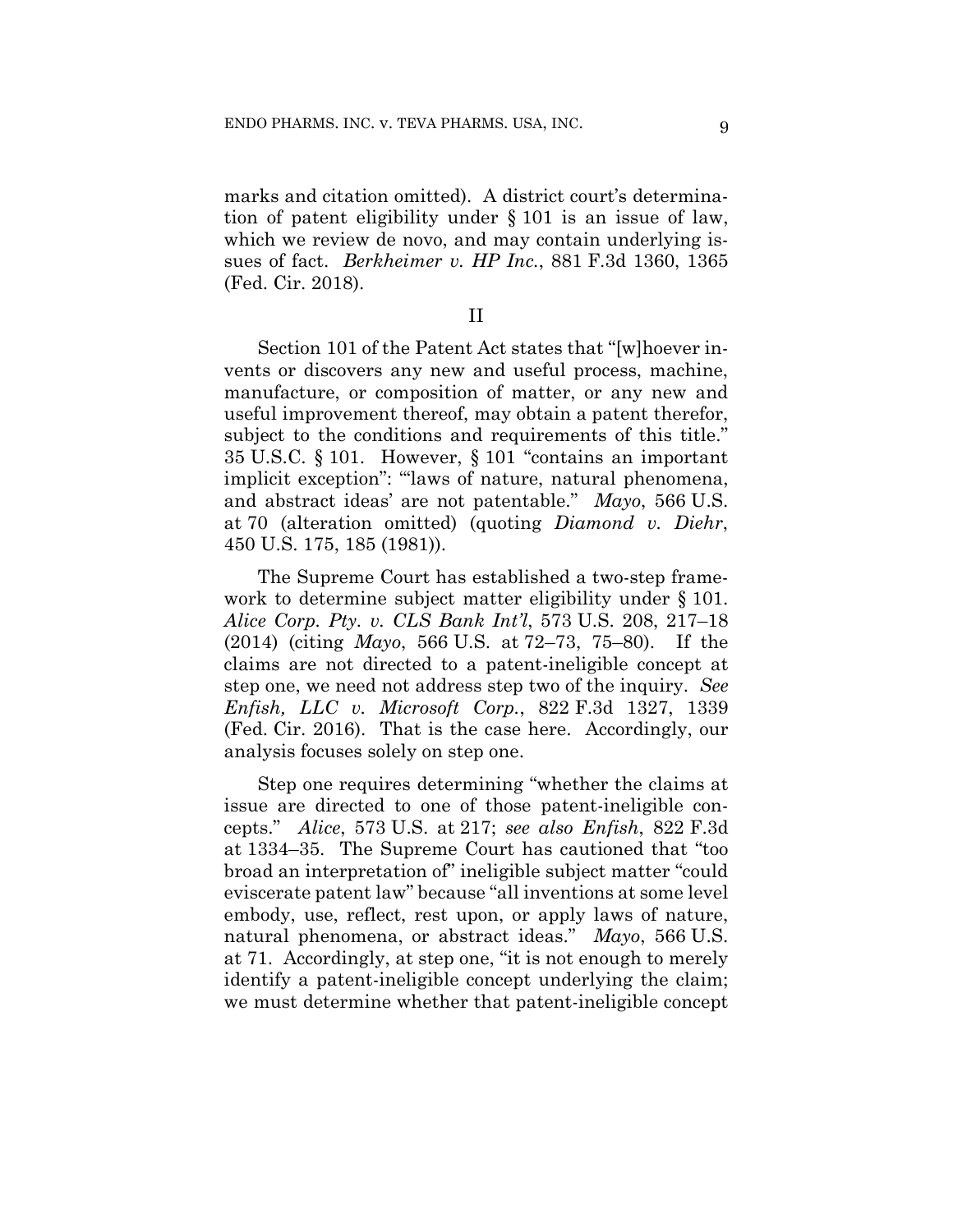marks and citation omitted). A district court's determination of patent eligibility under § 101 is an issue of law, which we review de novo, and may contain underlying issues of fact. *Berkheimer v. HP Inc.*, 881 F.3d 1360, 1365 (Fed. Cir. 2018).

## II

Section 101 of the Patent Act states that "[w]hoever invents or discovers any new and useful process, machine, manufacture, or composition of matter, or any new and useful improvement thereof, may obtain a patent therefor, subject to the conditions and requirements of this title." 35 U.S.C. § 101. However, § 101 "contains an important implicit exception": "'laws of nature, natural phenomena, and abstract ideas' are not patentable." *Mayo*, 566 U.S. at 70 (alteration omitted) (quoting *Diamond v. Diehr*, 450 U.S. 175, 185 (1981)).

The Supreme Court has established a two-step framework to determine subject matter eligibility under § 101. *Alice Corp. Pty. v. CLS Bank Int'l*, 573 U.S. 208, 217–18 (2014) (citing *Mayo*, 566 U.S. at 72–73, 75–80). If the claims are not directed to a patent-ineligible concept at step one, we need not address step two of the inquiry. *See Enfish, LLC v. Microsoft Corp.*, 822 F.3d 1327, 1339 (Fed. Cir. 2016). That is the case here. Accordingly, our analysis focuses solely on step one.

Step one requires determining "whether the claims at issue are directed to one of those patent-ineligible concepts." *Alice*, 573 U.S. at 217; *see also Enfish*, 822 F.3d at 1334–35. The Supreme Court has cautioned that "too broad an interpretation of" ineligible subject matter "could eviscerate patent law" because "all inventions at some level embody, use, reflect, rest upon, or apply laws of nature, natural phenomena, or abstract ideas." *Mayo*, 566 U.S. at 71. Accordingly, at step one, "it is not enough to merely identify a patent-ineligible concept underlying the claim; we must determine whether that patent-ineligible concept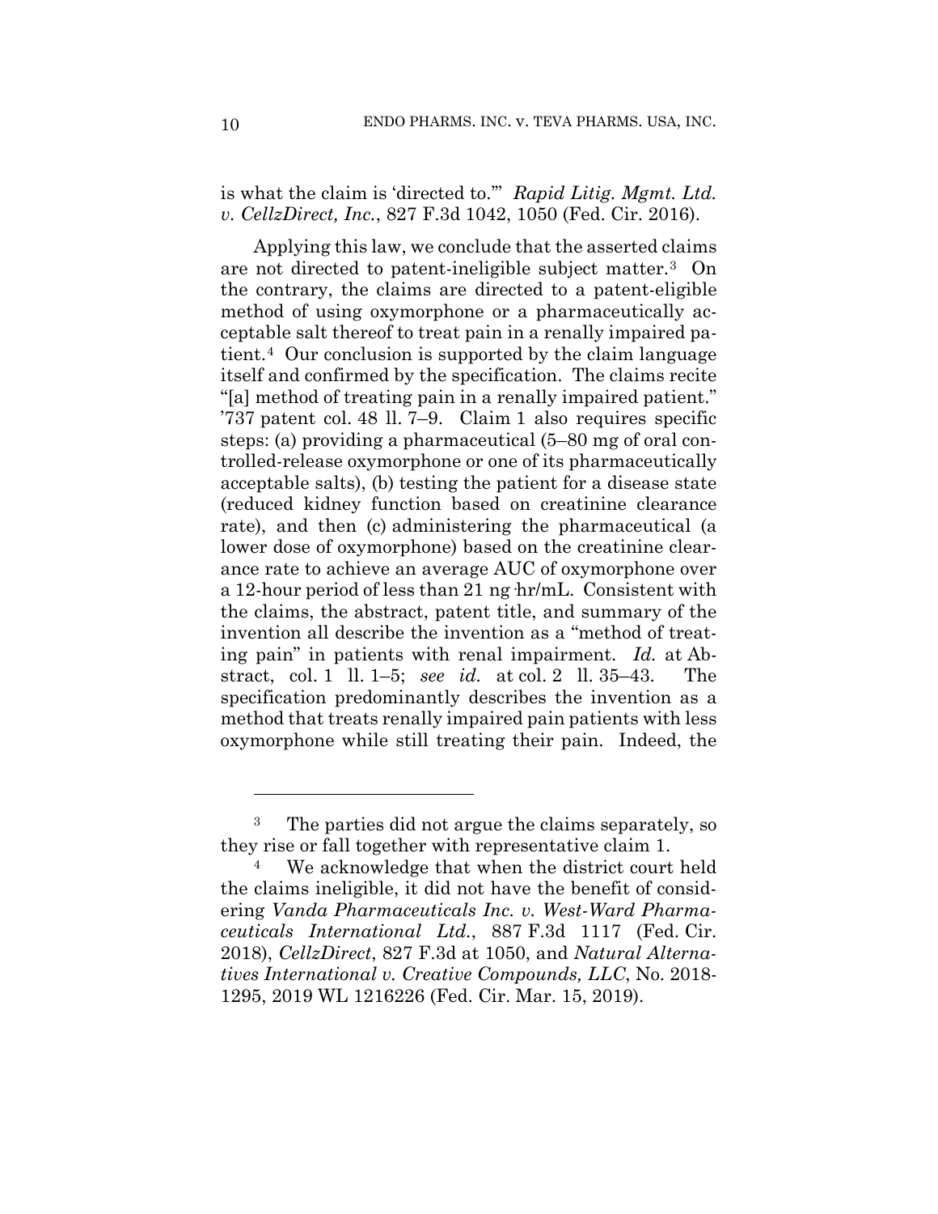is what the claim is 'directed to.'" *Rapid Litig. Mgmt. Ltd. v. CellzDirect, Inc.*, 827 F.3d 1042, 1050 (Fed. Cir. 2016).

Applying this law, we conclude that the asserted claims are not directed to patent-ineligible subject matter.[3] On the contrary, the claims are directed to a patent-eligible method of using oxymorphone or a pharmaceutically acceptable salt thereof to treat pain in a renally impaired patient.[4] Our conclusion is supported by the claim language itself and confirmed by the specification. The claims recite "[a] method of treating pain in a renally impaired patient." '737 patent col. 48 ll. 7–9. Claim 1 also requires specific steps: (a) providing a pharmaceutical (5–80 mg of oral controlled-release oxymorphone or one of its pharmaceutically acceptable salts), (b) testing the patient for a disease state (reduced kidney function based on creatinine clearance rate), and then (c) administering the pharmaceutical (a lower dose of oxymorphone) based on the creatinine clearance rate to achieve an average AUC of oxymorphone over a 12-hour period of less than 21 ng·hr/mL. Consistent with the claims, the abstract, patent title, and summary of the invention all describe the invention as a "method of treating pain" in patients with renal impairment. *Id.* at Abstract, col. 1 ll. 1–5; *see id.* at col. 2 ll. 35–43. The specification predominantly describes the invention as a method that treats renally impaired pain patients with less oxymorphone while still treating their pain. Indeed, the

---

[3] The parties did not argue the claims separately, so they rise or fall together with representative claim 1.

[4] We acknowledge that when the district court held the claims ineligible, it did not have the benefit of considering *Vanda Pharmaceuticals Inc. v. West-Ward Pharmaceuticals International Ltd.*, 887 F.3d 1117 (Fed. Cir. 2018), *CellzDirect*, 827 F.3d at 1050, and *Natural Alternatives International v. Creative Compounds, LLC*, No. 2018-1295, 2019 WL 1216226 (Fed. Cir. Mar. 15, 2019).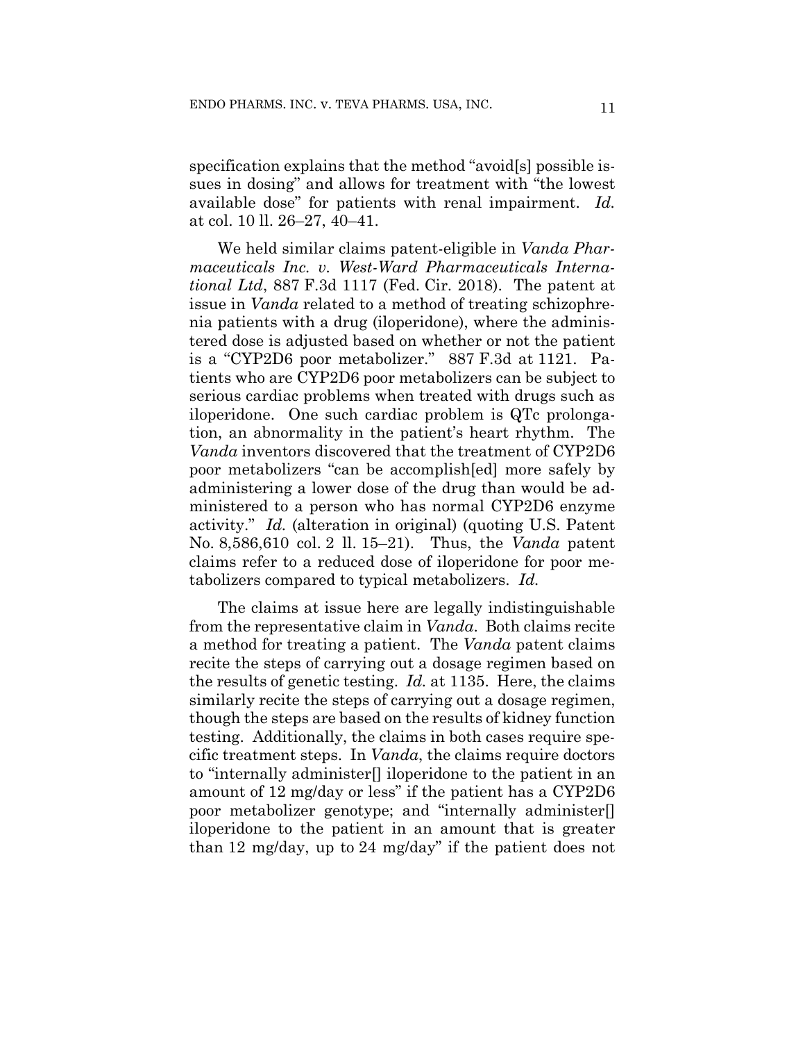specification explains that the method "avoid[s] possible issues in dosing" and allows for treatment with "the lowest available dose" for patients with renal impairment. *Id.* at col. 10 ll. 26–27, 40–41.

We held similar claims patent-eligible in *Vanda Pharmaceuticals Inc. v. West-Ward Pharmaceuticals International Ltd*, 887 F.3d 1117 (Fed. Cir. 2018). The patent at issue in *Vanda* related to a method of treating schizophrenia patients with a drug (iloperidone), where the administered dose is adjusted based on whether or not the patient is a "CYP2D6 poor metabolizer." 887 F.3d at 1121. Patients who are CYP2D6 poor metabolizers can be subject to serious cardiac problems when treated with drugs such as iloperidone. One such cardiac problem is QTc prolongation, an abnormality in the patient's heart rhythm. The *Vanda* inventors discovered that the treatment of CYP2D6 poor metabolizers "can be accomplish[ed] more safely by administering a lower dose of the drug than would be administered to a person who has normal CYP2D6 enzyme activity." *Id.* (alteration in original) (quoting U.S. Patent No. 8,586,610 col. 2 ll. 15–21). Thus, the *Vanda* patent claims refer to a reduced dose of iloperidone for poor metabolizers compared to typical metabolizers. *Id.*

The claims at issue here are legally indistinguishable from the representative claim in *Vanda*. Both claims recite a method for treating a patient. The *Vanda* patent claims recite the steps of carrying out a dosage regimen based on the results of genetic testing. *Id.* at 1135. Here, the claims similarly recite the steps of carrying out a dosage regimen, though the steps are based on the results of kidney function testing. Additionally, the claims in both cases require specific treatment steps. In *Vanda*, the claims require doctors to "internally administer[] iloperidone to the patient in an amount of 12 mg/day or less" if the patient has a CYP2D6 poor metabolizer genotype; and "internally administer[] iloperidone to the patient in an amount that is greater than 12 mg/day, up to 24 mg/day" if the patient does not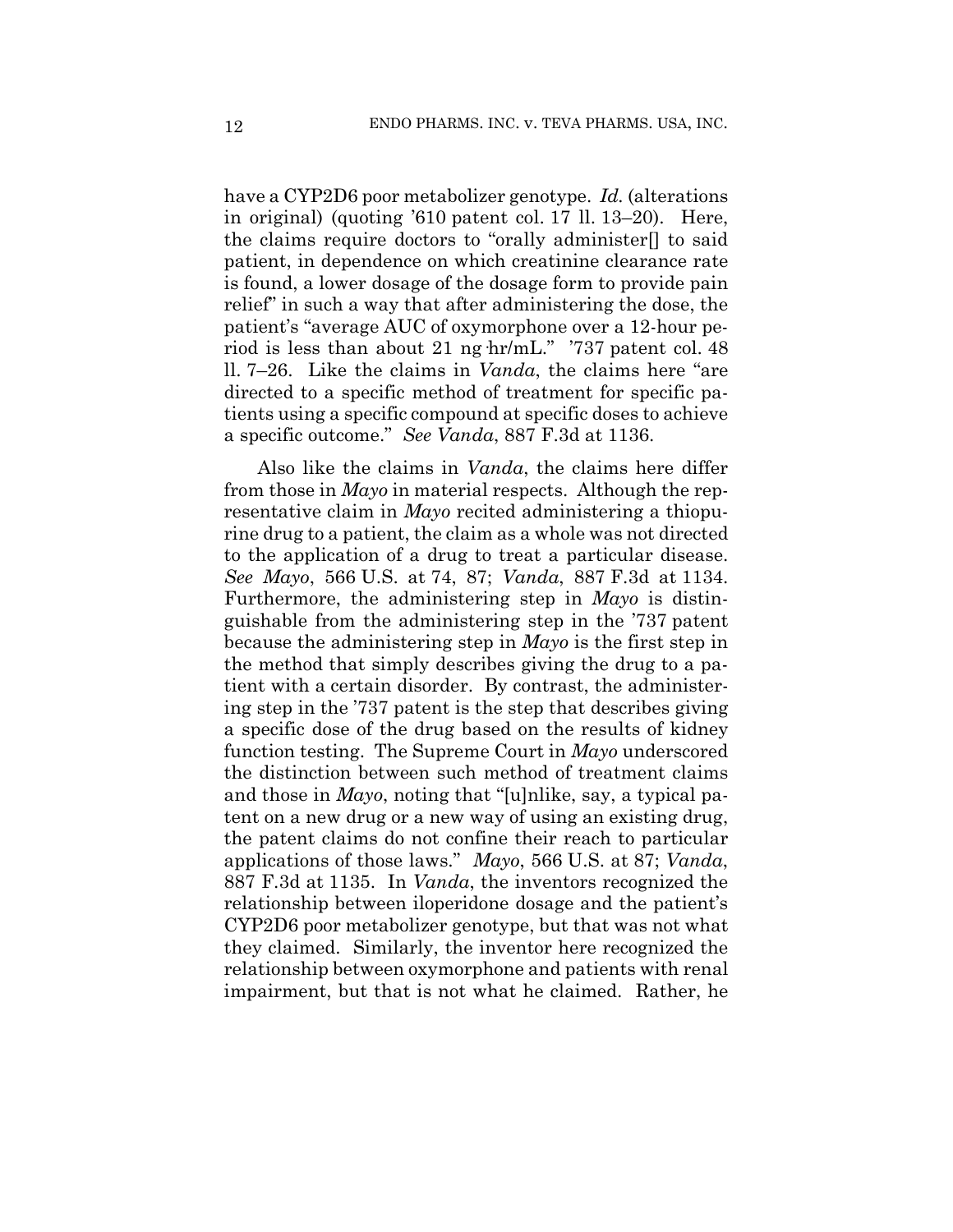have a CYP2D6 poor metabolizer genotype. *Id.* (alterations in original) (quoting '610 patent col. 17 ll. 13–20). Here, the claims require doctors to "orally administer[] to said patient, in dependence on which creatinine clearance rate is found, a lower dosage of the dosage form to provide pain relief" in such a way that after administering the dose, the patient's "average AUC of oxymorphone over a 12-hour period is less than about 21 ng·hr/mL." '737 patent col. 48 ll. 7–26. Like the claims in *Vanda*, the claims here "are directed to a specific method of treatment for specific patients using a specific compound at specific doses to achieve a specific outcome." *See Vanda*, 887 F.3d at 1136.

Also like the claims in *Vanda*, the claims here differ from those in *Mayo* in material respects. Although the representative claim in *Mayo* recited administering a thiopurine drug to a patient, the claim as a whole was not directed to the application of a drug to treat a particular disease. *See Mayo*, 566 U.S. at 74, 87; *Vanda*, 887 F.3d at 1134. Furthermore, the administering step in *Mayo* is distinguishable from the administering step in the '737 patent because the administering step in *Mayo* is the first step in the method that simply describes giving the drug to a patient with a certain disorder. By contrast, the administering step in the '737 patent is the step that describes giving a specific dose of the drug based on the results of kidney function testing. The Supreme Court in *Mayo* underscored the distinction between such method of treatment claims and those in *Mayo*, noting that "[u]nlike, say, a typical patent on a new drug or a new way of using an existing drug, the patent claims do not confine their reach to particular applications of those laws." *Mayo*, 566 U.S. at 87; *Vanda*, 887 F.3d at 1135. In *Vanda*, the inventors recognized the relationship between iloperidone dosage and the patient's CYP2D6 poor metabolizer genotype, but that was not what they claimed. Similarly, the inventor here recognized the relationship between oxymorphone and patients with renal impairment, but that is not what he claimed. Rather, he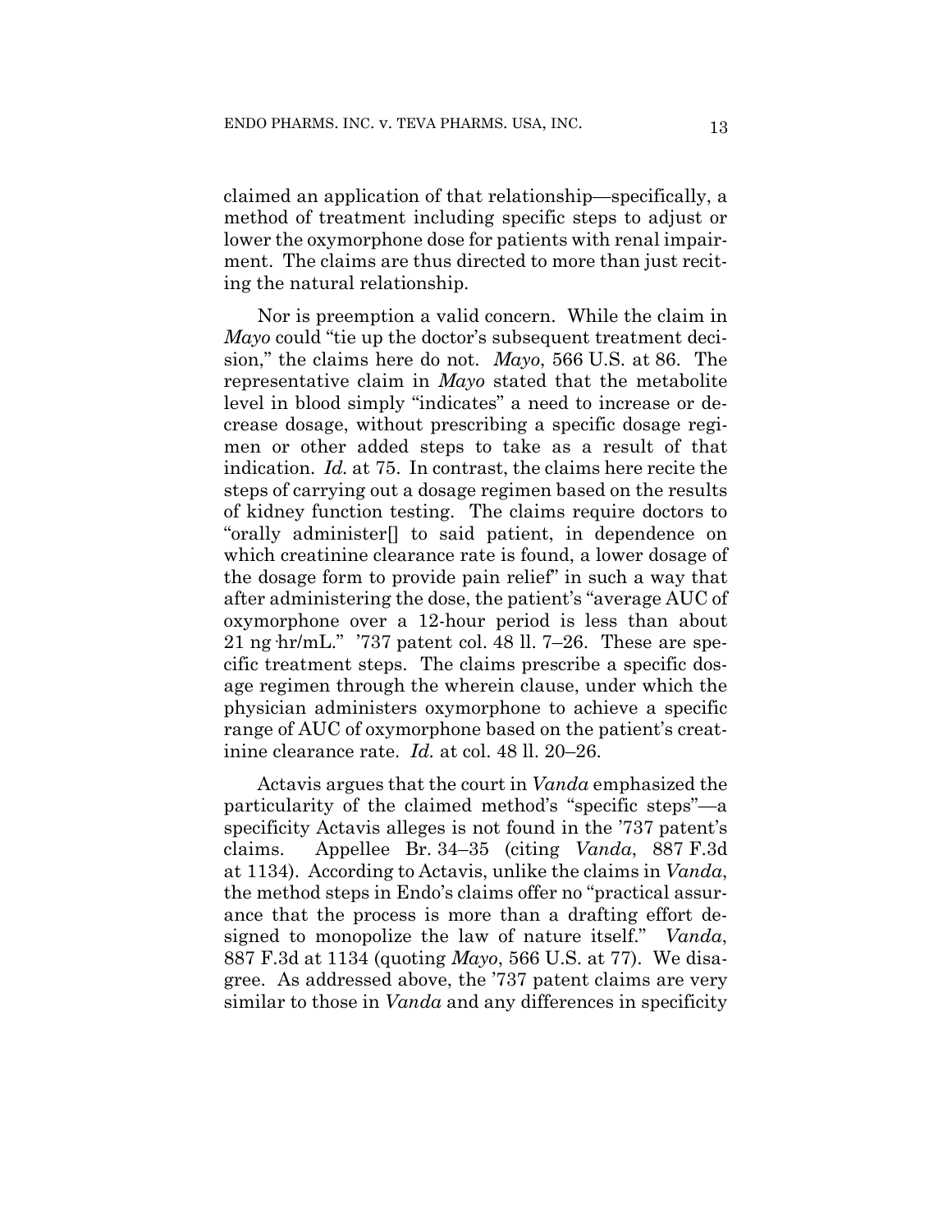claimed an application of that relationship—specifically, a method of treatment including specific steps to adjust or lower the oxymorphone dose for patients with renal impairment. The claims are thus directed to more than just reciting the natural relationship.

Nor is preemption a valid concern. While the claim in *Mayo* could "tie up the doctor's subsequent treatment decision," the claims here do not. *Mayo*, 566 U.S. at 86. The representative claim in *Mayo* stated that the metabolite level in blood simply "indicates" a need to increase or decrease dosage, without prescribing a specific dosage regimen or other added steps to take as a result of that indication. *Id.* at 75. In contrast, the claims here recite the steps of carrying out a dosage regimen based on the results of kidney function testing. The claims require doctors to "orally administer[] to said patient, in dependence on which creatinine clearance rate is found, a lower dosage of the dosage form to provide pain relief" in such a way that after administering the dose, the patient's "average AUC of oxymorphone over a 12-hour period is less than about 21 ng·hr/mL." '737 patent col. 48 ll. 7–26. These are specific treatment steps. The claims prescribe a specific dosage regimen through the wherein clause, under which the physician administers oxymorphone to achieve a specific range of AUC of oxymorphone based on the patient's creatinine clearance rate. *Id.* at col. 48 ll. 20–26.

Actavis argues that the court in *Vanda* emphasized the particularity of the claimed method's "specific steps"—a specificity Actavis alleges is not found in the '737 patent's claims. Appellee Br. 34–35 (citing *Vanda*, 887 F.3d at 1134). According to Actavis, unlike the claims in *Vanda*, the method steps in Endo's claims offer no "practical assurance that the process is more than a drafting effort designed to monopolize the law of nature itself." *Vanda*, 887 F.3d at 1134 (quoting *Mayo*, 566 U.S. at 77). We disagree. As addressed above, the '737 patent claims are very similar to those in *Vanda* and any differences in specificity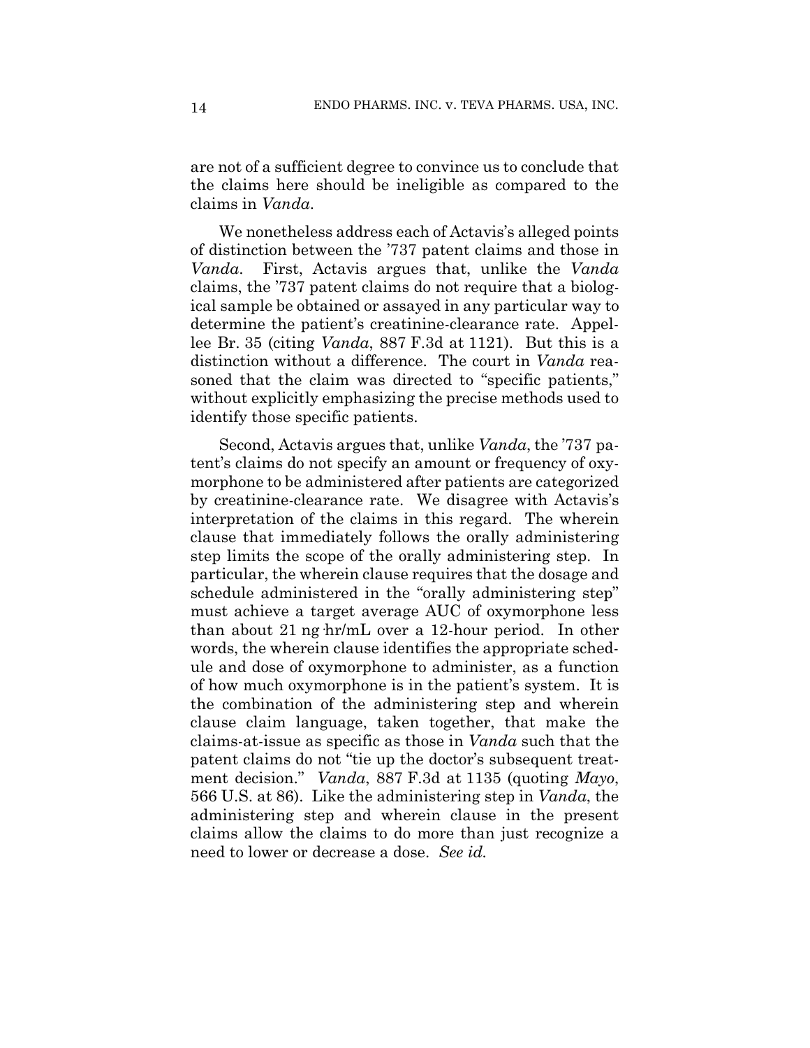are not of a sufficient degree to convince us to conclude that the claims here should be ineligible as compared to the claims in *Vanda*.

We nonetheless address each of Actavis's alleged points of distinction between the '737 patent claims and those in *Vanda*. First, Actavis argues that, unlike the *Vanda* claims, the '737 patent claims do not require that a biological sample be obtained or assayed in any particular way to determine the patient's creatinine-clearance rate. Appellee Br. 35 (citing *Vanda*, 887 F.3d at 1121). But this is a distinction without a difference. The court in *Vanda* reasoned that the claim was directed to "specific patients," without explicitly emphasizing the precise methods used to identify those specific patients.

Second, Actavis argues that, unlike *Vanda*, the '737 patent's claims do not specify an amount or frequency of oxymorphone to be administered after patients are categorized by creatinine-clearance rate. We disagree with Actavis's interpretation of the claims in this regard. The wherein clause that immediately follows the orally administering step limits the scope of the orally administering step. In particular, the wherein clause requires that the dosage and schedule administered in the "orally administering step" must achieve a target average AUC of oxymorphone less than about 21 ng·hr/mL over a 12-hour period. In other words, the wherein clause identifies the appropriate schedule and dose of oxymorphone to administer, as a function of how much oxymorphone is in the patient's system. It is the combination of the administering step and wherein clause claim language, taken together, that make the claims-at-issue as specific as those in *Vanda* such that the patent claims do not "tie up the doctor's subsequent treatment decision." *Vanda*, 887 F.3d at 1135 (quoting *Mayo*, 566 U.S. at 86). Like the administering step in *Vanda*, the administering step and wherein clause in the present claims allow the claims to do more than just recognize a need to lower or decrease a dose. *See id.*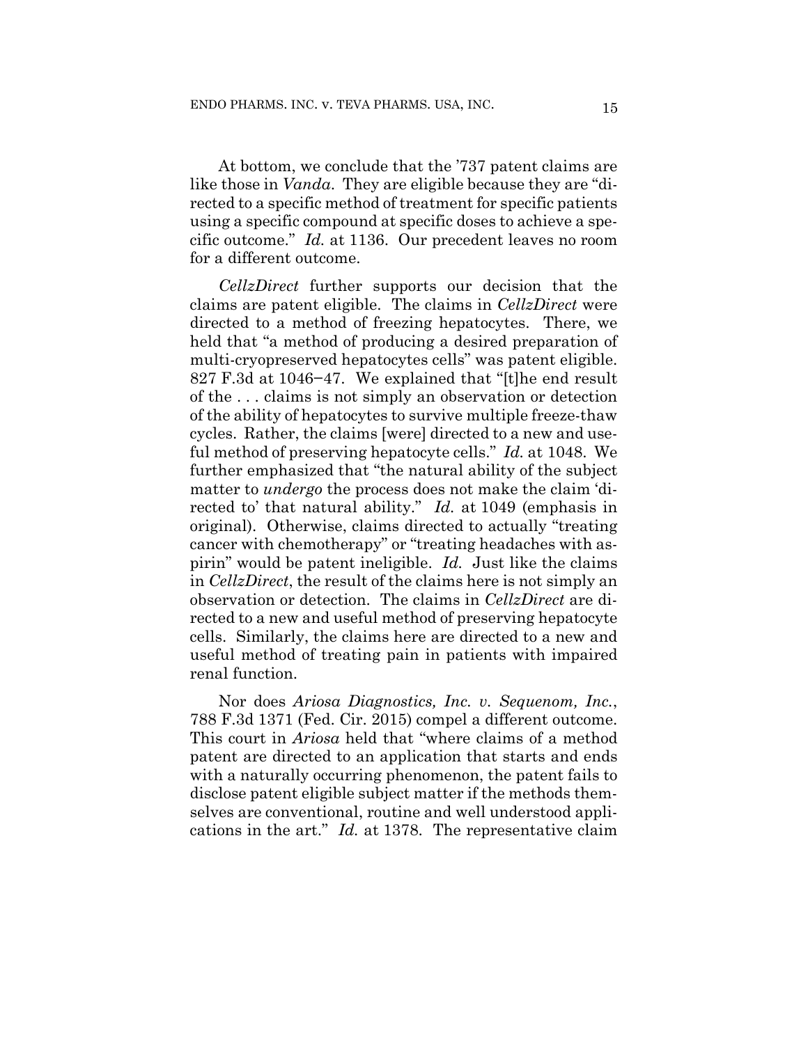At bottom, we conclude that the '737 patent claims are like those in *Vanda*. They are eligible because they are "directed to a specific method of treatment for specific patients using a specific compound at specific doses to achieve a specific outcome." *Id.* at 1136. Our precedent leaves no room for a different outcome.

*CellzDirect* further supports our decision that the claims are patent eligible. The claims in *CellzDirect* were directed to a method of freezing hepatocytes. There, we held that "a method of producing a desired preparation of multi-cryopreserved hepatocytes cells" was patent eligible. 827 F.3d at 1046–47. We explained that "[t]he end result of the . . . claims is not simply an observation or detection of the ability of hepatocytes to survive multiple freeze-thaw cycles. Rather, the claims [were] directed to a new and useful method of preserving hepatocyte cells." *Id.* at 1048. We further emphasized that "the natural ability of the subject matter to *undergo* the process does not make the claim 'directed to' that natural ability." *Id.* at 1049 (emphasis in original). Otherwise, claims directed to actually "treating cancer with chemotherapy" or "treating headaches with aspirin" would be patent ineligible. *Id.* Just like the claims in *CellzDirect*, the result of the claims here is not simply an observation or detection. The claims in *CellzDirect* are directed to a new and useful method of preserving hepatocyte cells. Similarly, the claims here are directed to a new and useful method of treating pain in patients with impaired renal function.

Nor does *Ariosa Diagnostics, Inc. v. Sequenom, Inc.*, 788 F.3d 1371 (Fed. Cir. 2015) compel a different outcome. This court in *Ariosa* held that "where claims of a method patent are directed to an application that starts and ends with a naturally occurring phenomenon, the patent fails to disclose patent eligible subject matter if the methods themselves are conventional, routine and well understood applications in the art." *Id.* at 1378. The representative claim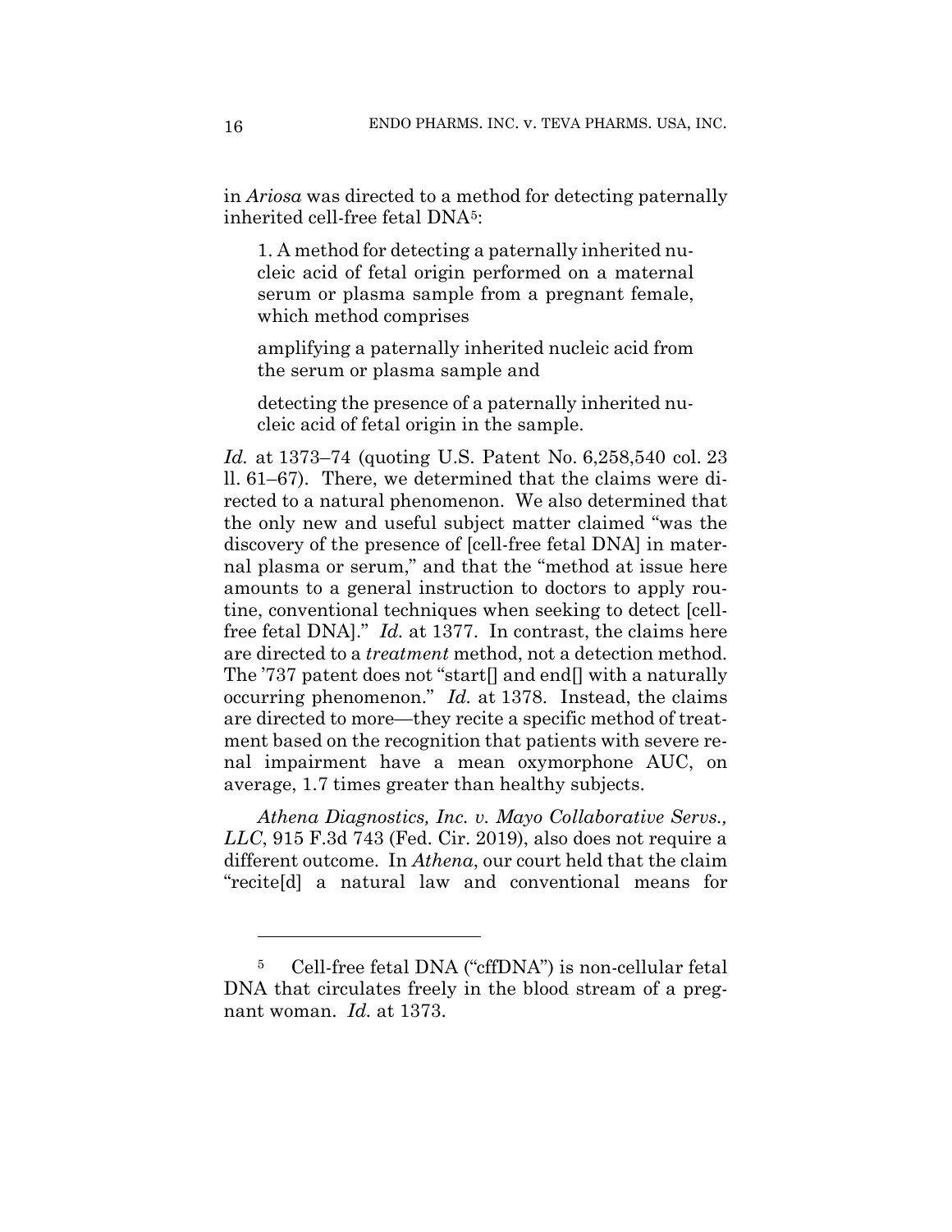in *Ariosa* was directed to a method for detecting paternally inherited cell-free fetal DNA[5]:

> 1. A method for detecting a paternally inherited nucleic acid of fetal origin performed on a maternal serum or plasma sample from a pregnant female, which method comprises
>
> amplifying a paternally inherited nucleic acid from the serum or plasma sample and
>
> detecting the presence of a paternally inherited nucleic acid of fetal origin in the sample.

*Id.* at 1373–74 (quoting U.S. Patent No. 6,258,540 col. 23 ll. 61–67). There, we determined that the claims were directed to a natural phenomenon. We also determined that the only new and useful subject matter claimed "was the discovery of the presence of [cell-free fetal DNA] in maternal plasma or serum," and that the "method at issue here amounts to a general instruction to doctors to apply routine, conventional techniques when seeking to detect [cell-free fetal DNA]." *Id.* at 1377. In contrast, the claims here are directed to a *treatment* method, not a detection method. The '737 patent does not "start[] and end[] with a naturally occurring phenomenon." *Id.* at 1378. Instead, the claims are directed to more—they recite a specific method of treatment based on the recognition that patients with severe renal impairment have a mean oxymorphone AUC, on average, 1.7 times greater than healthy subjects.

*Athena Diagnostics, Inc. v. Mayo Collaborative Servs., LLC*, 915 F.3d 743 (Fed. Cir. 2019), also does not require a different outcome. In *Athena*, our court held that the claim "recite[d] a natural law and conventional means for

---

[5] Cell-free fetal DNA ("cffDNA") is non-cellular fetal DNA that circulates freely in the blood stream of a pregnant woman. *Id.* at 1373.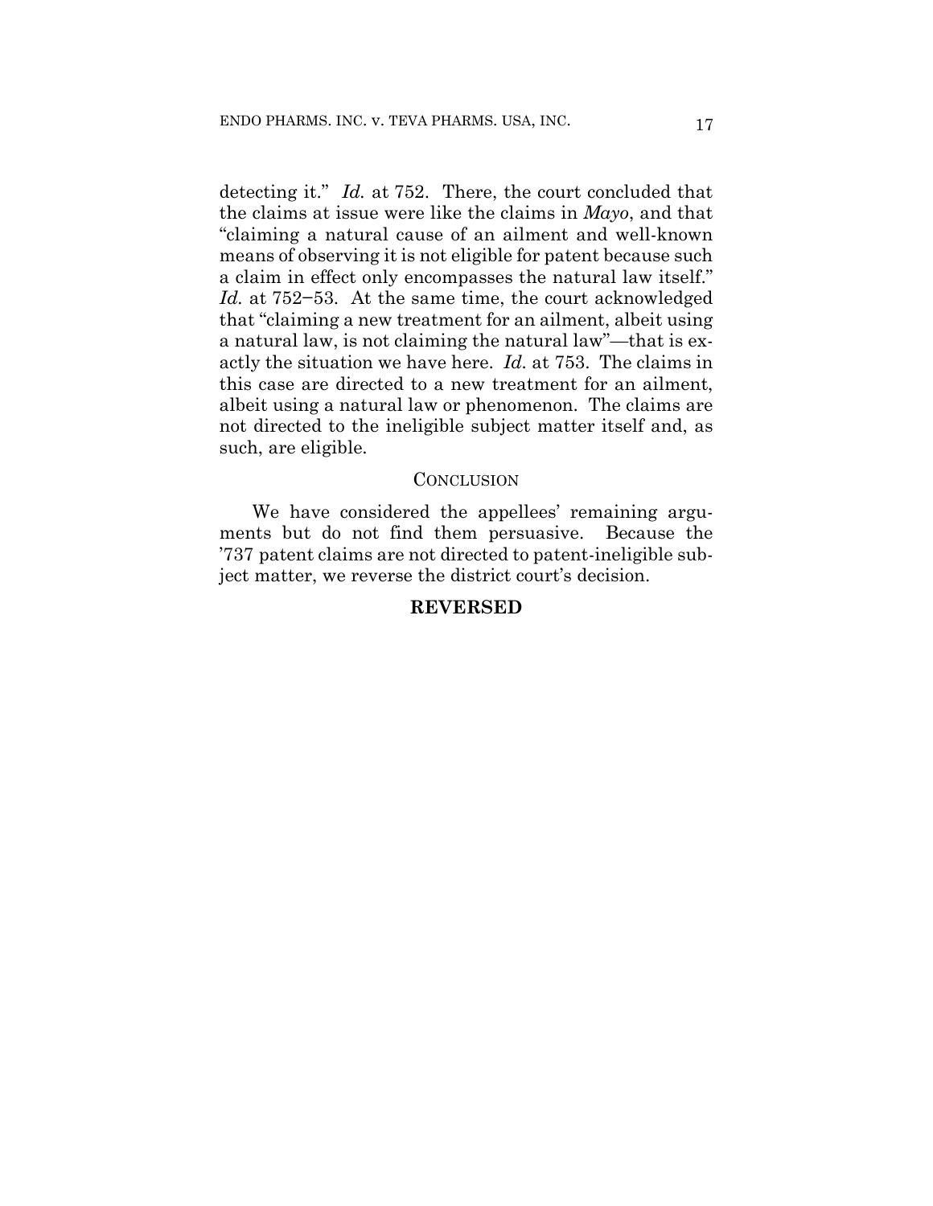detecting it." *Id.* at 752. There, the court concluded that the claims at issue were like the claims in *Mayo*, and that "claiming a natural cause of an ailment and well-known means of observing it is not eligible for patent because such a claim in effect only encompasses the natural law itself." *Id.* at 752–53. At the same time, the court acknowledged that "claiming a new treatment for an ailment, albeit using a natural law, is not claiming the natural law"—that is exactly the situation we have here. *Id.* at 753. The claims in this case are directed to a new treatment for an ailment, albeit using a natural law or phenomenon. The claims are not directed to the ineligible subject matter itself and, as such, are eligible.

## CONCLUSION

We have considered the appellees' remaining arguments but do not find them persuasive. Because the '737 patent claims are not directed to patent-ineligible subject matter, we reverse the district court's decision.

**REVERSED**